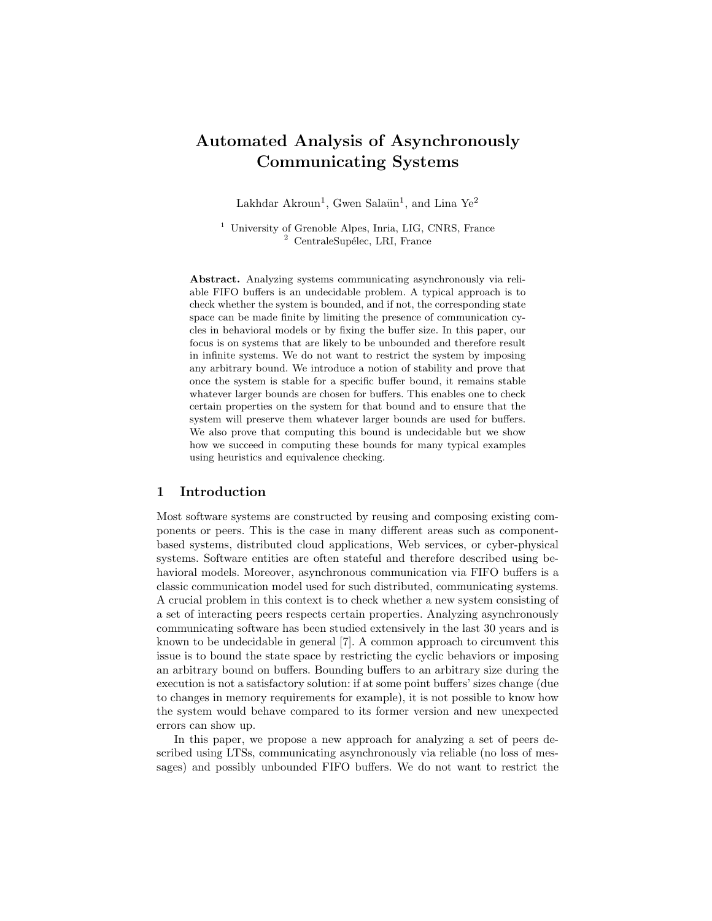// Automated Analysis of Asynchronously Communicating Systems

Lakhdar Akroun[1], Gwen Salaün[1], and Lina Ye[2]

[1] University of Grenoble Alpes, Inria, LIG, CNRS, France
[2] CentraleSupélec, LRI, France

**Abstract.** Analyzing systems communicating asynchronously via reliable FIFO buffers is an undecidable problem. A typical approach is to check whether the system is bounded, and if not, the corresponding state space can be made finite by limiting the presence of communication cycles in behavioral models or by fixing the buffer size. In this paper, our focus is on systems that are likely to be unbounded and therefore result in infinite systems. We do not want to restrict the system by imposing any arbitrary bound. We introduce a notion of stability and prove that once the system is stable for a specific buffer bound, it remains stable whatever larger bounds are chosen for buffers. This enables one to check certain properties on the system for that bound and to ensure that the system will preserve them whatever larger bounds are used for buffers. We also prove that computing this bound is undecidable but we show how we succeed in computing these bounds for many typical examples using heuristics and equivalence checking.

## 1 Introduction

Most software systems are constructed by reusing and composing existing components or peers. This is the case in many different areas such as component-based systems, distributed cloud applications, Web services, or cyber-physical systems. Software entities are often stateful and therefore described using behavioral models. Moreover, asynchronous communication via FIFO buffers is a classic communication model used for such distributed, communicating systems. A crucial problem in this context is to check whether a new system consisting of a set of interacting peers respects certain properties. Analyzing asynchronously communicating software has been studied extensively in the last 30 years and is known to be undecidable in general [7]. A common approach to circumvent this issue is to bound the state space by restricting the cyclic behaviors or imposing an arbitrary bound on buffers. Bounding buffers to an arbitrary size during the execution is not a satisfactory solution: if at some point buffers' sizes change (due to changes in memory requirements for example), it is not possible to know how the system would behave compared to its former version and new unexpected errors can show up.

In this paper, we propose a new approach for analyzing a set of peers described using LTSs, communicating asynchronously via reliable (no loss of messages) and possibly unbounded FIFO buffers. We do not want to restrict the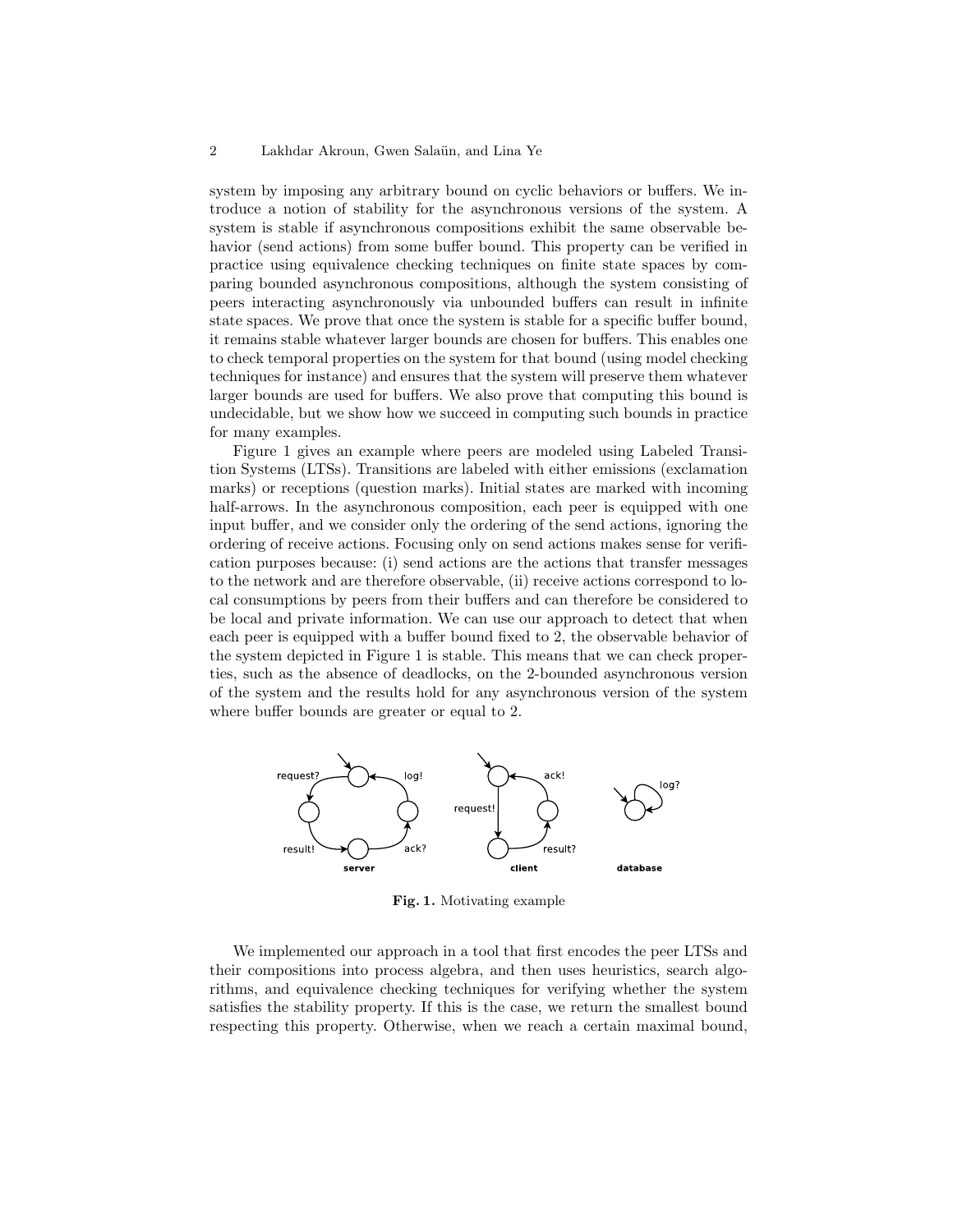system by imposing any arbitrary bound on cyclic behaviors or buffers. We introduce a notion of stability for the asynchronous versions of the system. A system is stable if asynchronous compositions exhibit the same observable behavior (send actions) from some buffer bound. This property can be verified in practice using equivalence checking techniques on finite state spaces by comparing bounded asynchronous compositions, although the system consisting of peers interacting asynchronously via unbounded buffers can result in infinite state spaces. We prove that once the system is stable for a specific buffer bound, it remains stable whatever larger bounds are chosen for buffers. This enables one to check temporal properties on the system for that bound (using model checking techniques for instance) and ensures that the system will preserve them whatever larger bounds are used for buffers. We also prove that computing this bound is undecidable, but we show how we succeed in computing such bounds in practice for many examples.

Figure 1 gives an example where peers are modeled using Labeled Transition Systems (LTSs). Transitions are labeled with either emissions (exclamation marks) or receptions (question marks). Initial states are marked with incoming half-arrows. In the asynchronous composition, each peer is equipped with one input buffer, and we consider only the ordering of the send actions, ignoring the ordering of receive actions. Focusing only on send actions makes sense for verification purposes because: (i) send actions are the actions that transfer messages to the network and are therefore observable, (ii) receive actions correspond to local consumptions by peers from their buffers and can therefore be considered to be local and private information. We can use our approach to detect that when each peer is equipped with a buffer bound fixed to 2, the observable behavior of the system depicted in Figure 1 is stable. This means that we can check properties, such as the absence of deadlocks, on the 2-bounded asynchronous version of the system and the results hold for any asynchronous version of the system where buffer bounds are greater or equal to 2.

request?
log!
result!
ack?
server
ack!
request!
result?
client
log?
database

**Fig. 1.** Motivating example

We implemented our approach in a tool that first encodes the peer LTSs and their compositions into process algebra, and then uses heuristics, search algorithms, and equivalence checking techniques for verifying whether the system satisfies the stability property. If this is the case, we return the smallest bound respecting this property. Otherwise, when we reach a certain maximal bound,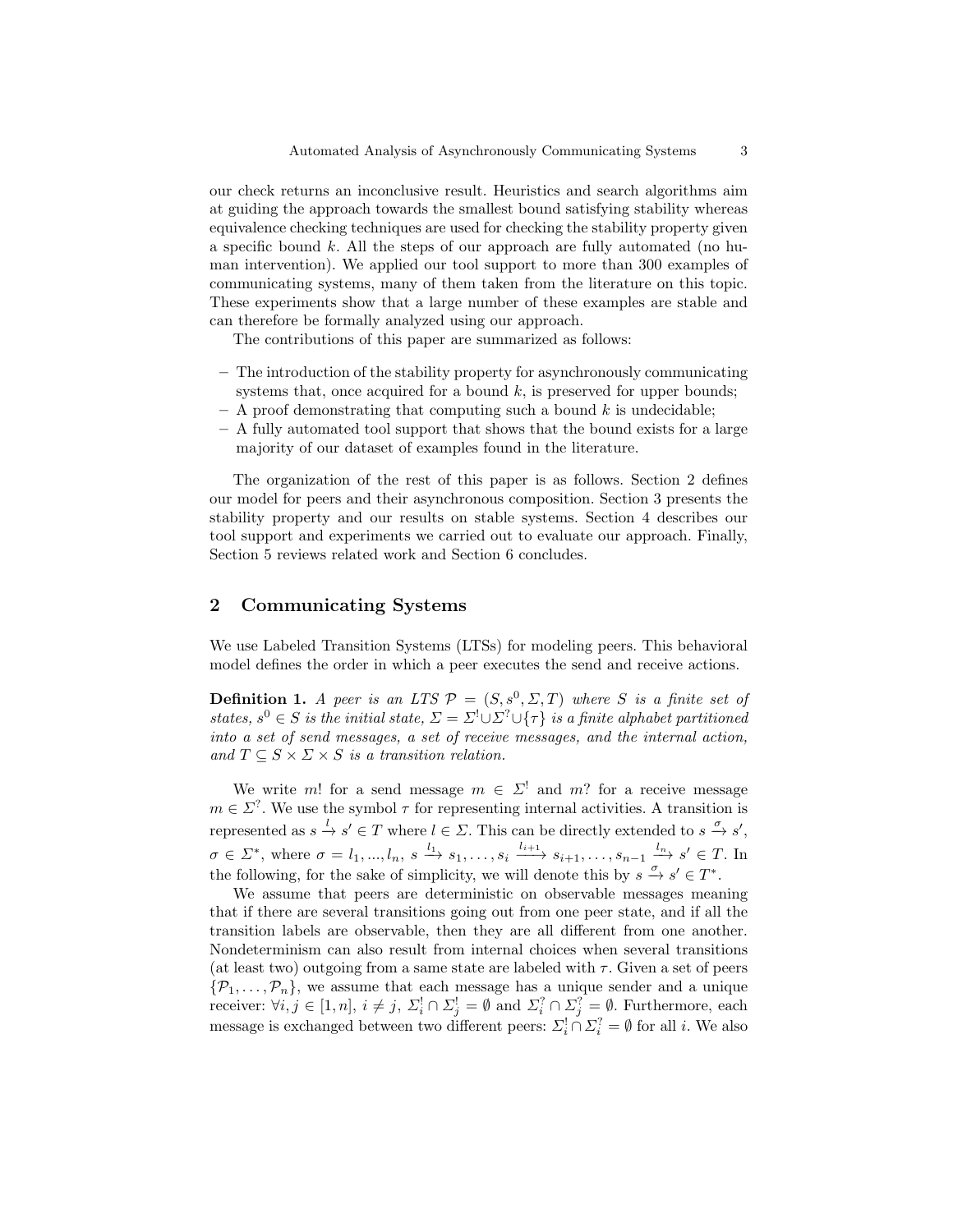our check returns an inconclusive result. Heuristics and search algorithms aim at guiding the approach towards the smallest bound satisfying stability whereas equivalence checking techniques are used for checking the stability property given a specific bound $k$. All the steps of our approach are fully automated (no human intervention). We applied our tool support to more than 300 examples of communicating systems, many of them taken from the literature on this topic. These experiments show that a large number of these examples are stable and can therefore be formally analyzed using our approach.

The contributions of this paper are summarized as follows:

- The introduction of the stability property for asynchronously communicating systems that, once acquired for a bound $k$, is preserved for upper bounds;
- A proof demonstrating that computing such a bound $k$ is undecidable;
- A fully automated tool support that shows that the bound exists for a large majority of our dataset of examples found in the literature.

The organization of the rest of this paper is as follows. Section 2 defines our model for peers and their asynchronous composition. Section 3 presents the stability property and our results on stable systems. Section 4 describes our tool support and experiments we carried out to evaluate our approach. Finally, Section 5 reviews related work and Section 6 concludes.

## 2 Communicating Systems

We use Labeled Transition Systems (LTSs) for modeling peers. This behavioral model defines the order in which a peer executes the send and receive actions.

**Definition 1.** *A peer is an LTS $\mathcal{P} = (S, s^0, \Sigma, T)$ where $S$ is a finite set of states, $s^0 \in S$ is the initial state, $\Sigma = \Sigma^! \cup \Sigma^? \cup \{\tau\}$ is a finite alphabet partitioned into a set of send messages, a set of receive messages, and the internal action, and $T \subseteq S \times \Sigma \times S$ is a transition relation.*

We write $m!$ for a send message $m \in \Sigma^!$ and $m?$ for a receive message $m \in \Sigma^?$. We use the symbol $\tau$ for representing internal activities. A transition is represented as $s \xrightarrow{l} s' \in T$ where $l \in \Sigma$. This can be directly extended to $s \xrightarrow{\sigma} s'$, $\sigma \in \Sigma^*$, where $\sigma = l_1, ..., l_n$, $s \xrightarrow{l_1} s_1, \ldots, s_i \xrightarrow{l_{i+1}} s_{i+1}, \ldots, s_{n-1} \xrightarrow{l_n} s' \in T$. In the following, for the sake of simplicity, we will denote this by $s \xrightarrow{\sigma} s' \in T^*$.

We assume that peers are deterministic on observable messages meaning that if there are several transitions going out from one peer state, and if all the transition labels are observable, then they are all different from one another. Nondeterminism can also result from internal choices when several transitions (at least two) outgoing from a same state are labeled with $\tau$. Given a set of peers $\{\mathcal{P}_1, \ldots, \mathcal{P}_n\}$, we assume that each message has a unique sender and a unique receiver: $\forall i, j \in [1, n]$, $i \neq j$, $\Sigma_i^! \cap \Sigma_j^! = \emptyset$ and $\Sigma_i^? \cap \Sigma_j^? = \emptyset$. Furthermore, each message is exchanged between two different peers: $\Sigma_i^! \cap \Sigma_i^? = \emptyset$ for all $i$. We also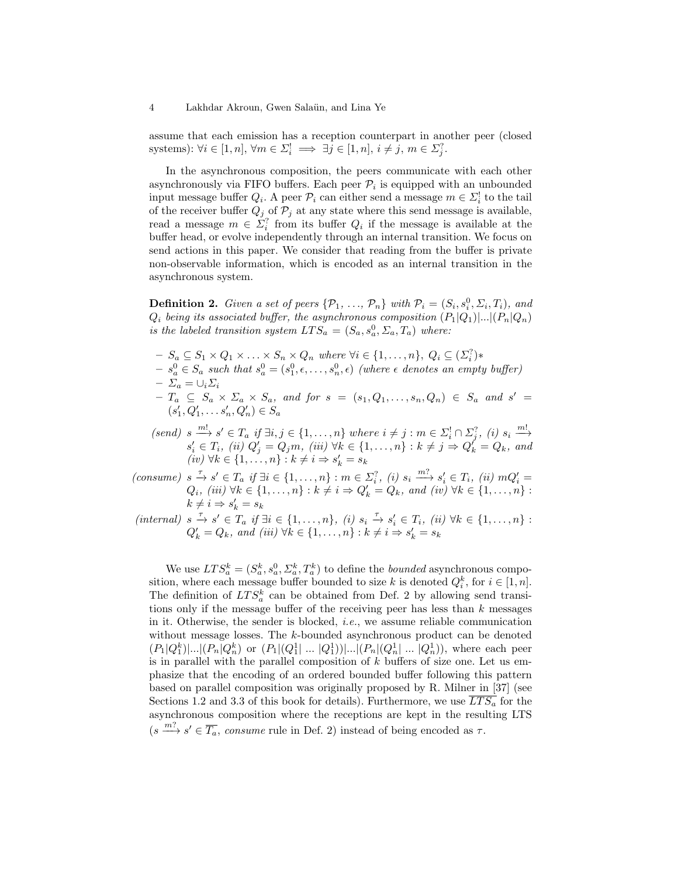assume that each emission has a reception counterpart in another peer (closed systems): $\forall i \in [1, n]$, $\forall m \in \Sigma_i^! \implies \exists j \in [1, n]$, $i \neq j$, $m \in \Sigma_j^?$.

In the asynchronous composition, the peers communicate with each other asynchronously via FIFO buffers. Each peer $\mathcal{P}_i$ is equipped with an unbounded input message buffer $Q_i$. A peer $\mathcal{P}_i$ can either send a message $m \in \Sigma_i^!$ to the tail of the receiver buffer $Q_j$ of $\mathcal{P}_j$ at any state where this send message is available, read a message $m \in \Sigma_i^?$ from its buffer $Q_i$ if the message is available at the buffer head, or evolve independently through an internal transition. We focus on send actions in this paper. We consider that reading from the buffer is private non-observable information, which is encoded as an internal transition in the asynchronous system.

**Definition 2.** *Given a set of peers $\{\mathcal{P}_1, \ldots, \mathcal{P}_n\}$ with $\mathcal{P}_i = (S_i, s_i^0, \Sigma_i, T_i)$, and $Q_i$ being its associated buffer, the asynchronous composition $(P_1|Q_1)|...|(P_n|Q_n)$ is the labeled transition system $LTS_a = (S_a, s_a^0, \Sigma_a, T_a)$ where:*

- $S_a \subseteq S_1 \times Q_1 \times \ldots \times S_n \times Q_n$ *where* $\forall i \in \{1, \ldots, n\}$, $Q_i \subseteq (\Sigma_i^?)*$
- $s_a^0 \in S_a$ *such that* $s_a^0 = (s_1^0, \epsilon, \ldots, s_n^0, \epsilon)$ *(where $\epsilon$ denotes an empty buffer)*
- $\Sigma_a = \cup_i \Sigma_i$
- $T_a \subseteq S_a \times \Sigma_a \times S_a$, *and for* $s = (s_1, Q_1, \ldots, s_n, Q_n) \in S_a$ *and* $s' = (s_1', Q_1', \ldots s_n', Q_n') \in S_a$

*(send)* $s \xrightarrow{m!} s' \in T_a$ *if* $\exists i, j \in \{1, \ldots, n\}$ *where* $i \neq j : m \in \Sigma_i^! \cap \Sigma_j^?$, *(i)* $s_i \xrightarrow{m!} s_i' \in T_i$, *(ii)* $Q_j' = Q_j m$, *(iii)* $\forall k \in \{1, \ldots, n\} : k \neq j \Rightarrow Q_k' = Q_k$, *and (iv)* $\forall k \in \{1, \ldots, n\} : k \neq i \Rightarrow s_k' = s_k$

*(consume)* $s \xrightarrow{\tau} s' \in T_a$ *if* $\exists i \in \{1, \ldots, n\} : m \in \Sigma_i^?$, *(i)* $s_i \xrightarrow{m?} s_i' \in T_i$, *(ii)* $mQ_i' = Q_i$, *(iii)* $\forall k \in \{1, \ldots, n\} : k \neq i \Rightarrow Q_k' = Q_k$, *and (iv)* $\forall k \in \{1, \ldots, n\} : k \neq i \Rightarrow s_k' = s_k$

*(internal)* $s \xrightarrow{\tau} s' \in T_a$ *if* $\exists i \in \{1, \ldots, n\}$, *(i)* $s_i \xrightarrow{\tau} s_i' \in T_i$, *(ii)* $\forall k \in \{1, \ldots, n\} : Q_k' = Q_k$, *and (iii)* $\forall k \in \{1, \ldots, n\} : k \neq i \Rightarrow s_k' = s_k$

We use $LTS_a^k = (S_a^k, s_a^0, \Sigma_a^k, T_a^k)$ to define the *bounded* asynchronous composition, where each message buffer bounded to size $k$ is denoted $Q_i^k$, for $i \in [1, n]$. The definition of $LTS_a^k$ can be obtained from Def. 2 by allowing send transitions only if the message buffer of the receiving peer has less than $k$ messages in it. Otherwise, the sender is blocked, *i.e.*, we assume reliable communication without message losses. The $k$-bounded asynchronous product can be denoted $(P_1|Q_1^k)|...|(P_n|Q_n^k)$ or $(P_1|(Q_1^1| \ldots |Q_1^1))|...|(P_n|(Q_n^1| \ldots |Q_n^1))$, where each peer is in parallel with the parallel composition of $k$ buffers of size one. Let us emphasize that the encoding of an ordered bounded buffer following this pattern based on parallel composition was originally proposed by R. Milner in [37] (see Sections 1.2 and 3.3 of this book for details). Furthermore, we use $\overline{LTS_a}$ for the asynchronous composition where the receptions are kept in the resulting LTS ($s \xrightarrow{m?} s' \in \overline{T_a}$, *consume* rule in Def. 2) instead of being encoded as $\tau$.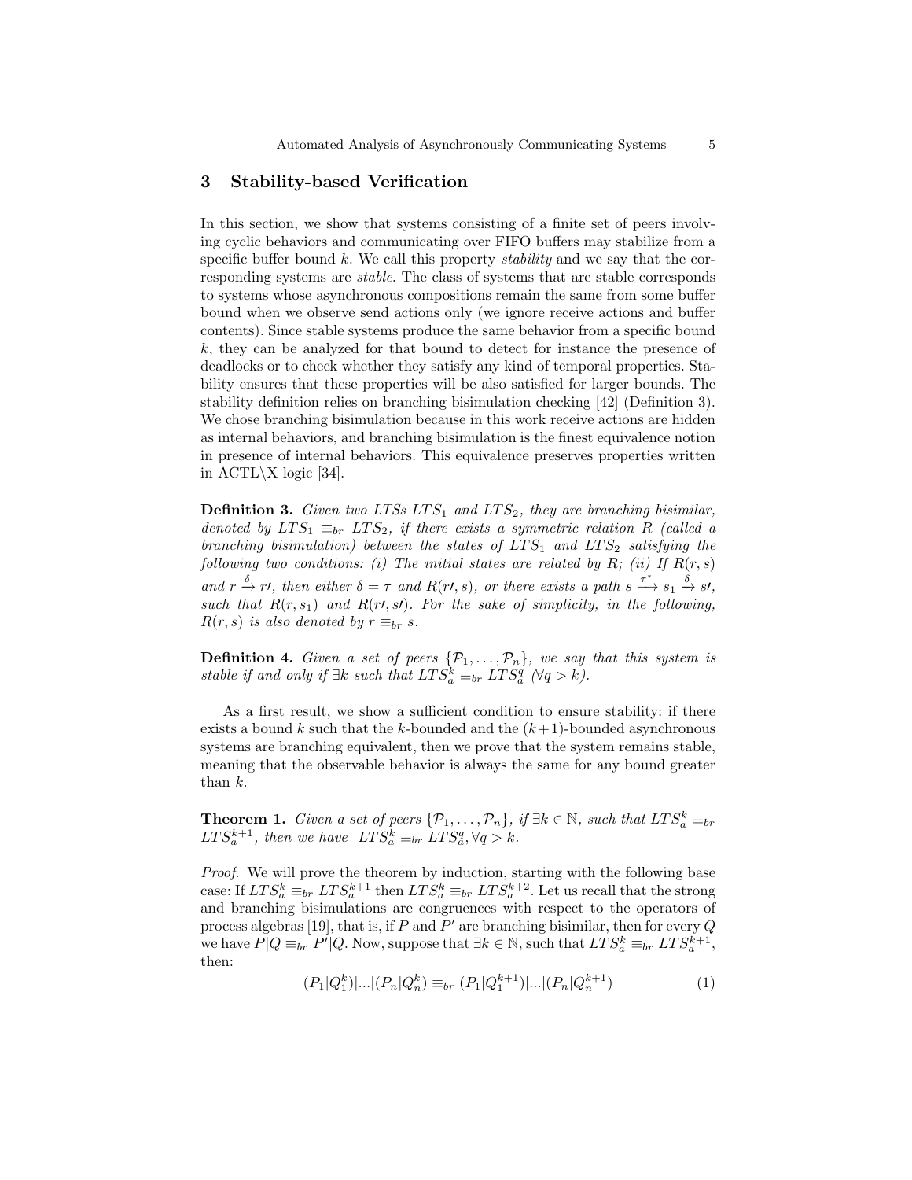## 3 Stability-based Verification

In this section, we show that systems consisting of a finite set of peers involving cyclic behaviors and communicating over FIFO buffers may stabilize from a specific buffer bound $k$. We call this property *stability* and we say that the corresponding systems are *stable*. The class of systems that are stable corresponds to systems whose asynchronous compositions remain the same from some buffer bound when we observe send actions only (we ignore receive actions and buffer contents). Since stable systems produce the same behavior from a specific bound $k$, they can be analyzed for that bound to detect for instance the presence of deadlocks or to check whether they satisfy any kind of temporal properties. Stability ensures that these properties will be also satisfied for larger bounds. The stability definition relies on branching bisimulation checking [42] (Definition 3). We chose branching bisimulation because in this work receive actions are hidden as internal behaviors, and branching bisimulation is the finest equivalence notion in presence of internal behaviors. This equivalence preserves properties written in ACTL\X logic [34].

**Definition 3.** *Given two LTSs $LTS_1$ and $LTS_2$, they are branching bisimilar, denoted by $LTS_1 \equiv_{br} LTS_2$, if there exists a symmetric relation $R$ (called a branching bisimulation) between the states of $LTS_1$ and $LTS_2$ satisfying the following two conditions: (i) The initial states are related by $R$; (ii) If $R(r, s)$ and $r \xrightarrow{\delta} r\prime$, then either $\delta = \tau$ and $R(r\prime, s)$, or there exists a path $s \xrightarrow{\tau^*} s_1 \xrightarrow{\delta} s\prime$, such that $R(r, s_1)$ and $R(r\prime, s\prime)$. For the sake of simplicity, in the following, $R(r, s)$ is also denoted by $r \equiv_{br} s$.*

**Definition 4.** *Given a set of peers $\{\mathcal{P}_1, \ldots, \mathcal{P}_n\}$, we say that this system is stable if and only if $\exists k$ such that $LTS_a^k \equiv_{br} LTS_a^q$ $(\forall q > k)$.*

As a first result, we show a sufficient condition to ensure stability: if there exists a bound $k$ such that the $k$-bounded and the $(k+1)$-bounded asynchronous systems are branching equivalent, then we prove that the system remains stable, meaning that the observable behavior is always the same for any bound greater than $k$.

**Theorem 1.** *Given a set of peers $\{\mathcal{P}_1, \ldots, \mathcal{P}_n\}$, if $\exists k \in \mathbb{N}$, such that $LTS_a^k \equiv_{br} LTS_a^{k+1}$, then we have $LTS_a^k \equiv_{br} LTS_a^q, \forall q > k$.*

*Proof.* We will prove the theorem by induction, starting with the following base case: If $LTS_a^k \equiv_{br} LTS_a^{k+1}$ then $LTS_a^k \equiv_{br} LTS_a^{k+2}$. Let us recall that the strong and branching bisimulations are congruences with respect to the operators of process algebras [19], that is, if $P$ and $P\prime$ are branching bisimilar, then for every $Q$ we have $P|Q \equiv_{br} P\prime|Q$. Now, suppose that $\exists k \in \mathbb{N}$, such that $LTS_a^k \equiv_{br} LTS_a^{k+1}$, then:

$$(P_1|Q_1^k)|...|(P_n|Q_n^k) \equiv_{br} (P_1|Q_1^{k+1})|...|(P_n|Q_n^{k+1}) \qquad (1)$$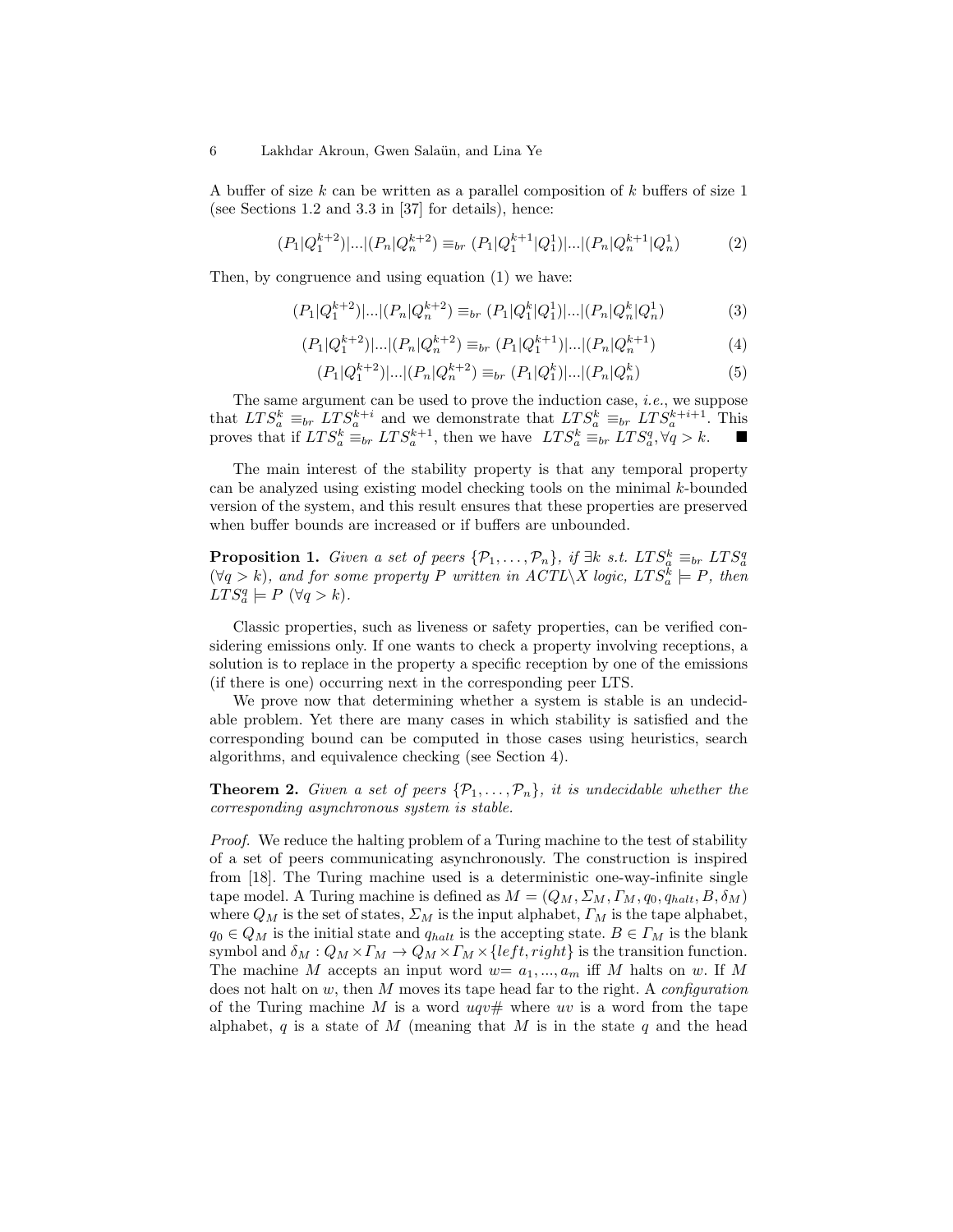A buffer of size $k$ can be written as a parallel composition of $k$ buffers of size 1 (see Sections 1.2 and 3.3 in [37] for details), hence:

$$(P_1|Q_1^{k+2})|...|(P_n|Q_n^{k+2}) \equiv_{br} (P_1|Q_1^{k+1}|Q_1^1)|...|(P_n|Q_n^{k+1}|Q_n^1) \tag{2}$$

Then, by congruence and using equation (1) we have:

$$(P_1|Q_1^{k+2})|...|(P_n|Q_n^{k+2}) \equiv_{br} (P_1|Q_1^{k}|Q_1^1)|...|(P_n|Q_n^{k}|Q_n^1) \tag{3}$$

$$(P_1|Q_1^{k+2})|...|(P_n|Q_n^{k+2}) \equiv_{br} (P_1|Q_1^{k+1})|...|(P_n|Q_n^{k+1}) \tag{4}$$

$$(P_1|Q_1^{k+2})|...|(P_n|Q_n^{k+2}) \equiv_{br} (P_1|Q_1^{k})|...|(P_n|Q_n^{k}) \tag{5}$$

The same argument can be used to prove the induction case, *i.e.*, we suppose that $LTS_a^k \equiv_{br} LTS_a^{k+i}$ and we demonstrate that $LTS_a^k \equiv_{br} LTS_a^{k+i+1}$. This proves that if $LTS_a^k \equiv_{br} LTS_a^{k+1}$, then we have $LTS_a^k \equiv_{br} LTS_a^q, \forall q > k$. ∎

The main interest of the stability property is that any temporal property can be analyzed using existing model checking tools on the minimal $k$-bounded version of the system, and this result ensures that these properties are preserved when buffer bounds are increased or if buffers are unbounded.

**Proposition 1.** *Given a set of peers $\{\mathcal{P}_1, \ldots, \mathcal{P}_n\}$, if $\exists k$ s.t. $LTS_a^k \equiv_{br} LTS_a^q$ $(\forall q > k)$, and for some property $P$ written in ACTL\X logic, $LTS_a^k \models P$, then $LTS_a^q \models P$ $(\forall q > k)$.*

Classic properties, such as liveness or safety properties, can be verified considering emissions only. If one wants to check a property involving receptions, a solution is to replace in the property a specific reception by one of the emissions (if there is one) occurring next in the corresponding peer LTS.

We prove now that determining whether a system is stable is an undecidable problem. Yet there are many cases in which stability is satisfied and the corresponding bound can be computed in those cases using heuristics, search algorithms, and equivalence checking (see Section 4).

**Theorem 2.** *Given a set of peers $\{\mathcal{P}_1, \ldots, \mathcal{P}_n\}$, it is undecidable whether the corresponding asynchronous system is stable.*

*Proof.* We reduce the halting problem of a Turing machine to the test of stability of a set of peers communicating asynchronously. The construction is inspired from [18]. The Turing machine used is a deterministic one-way-infinite single tape model. A Turing machine is defined as $M = (Q_M, \Sigma_M, \Gamma_M, q_0, q_{halt}, B, \delta_M)$ where $Q_M$ is the set of states, $\Sigma_M$ is the input alphabet, $\Gamma_M$ is the tape alphabet, $q_0 \in Q_M$ is the initial state and $q_{halt}$ is the accepting state. $B \in \Gamma_M$ is the blank symbol and $\delta_M : Q_M \times \Gamma_M \to Q_M \times \Gamma_M \times \{left, right\}$ is the transition function. The machine $M$ accepts an input word $w = a_1, ..., a_m$ iff $M$ halts on $w$. If $M$ does not halt on $w$, then $M$ moves its tape head far to the right. A *configuration* of the Turing machine $M$ is a word $uqv\#$ where $uv$ is a word from the tape alphabet, $q$ is a state of $M$ (meaning that $M$ is in the state $q$ and the head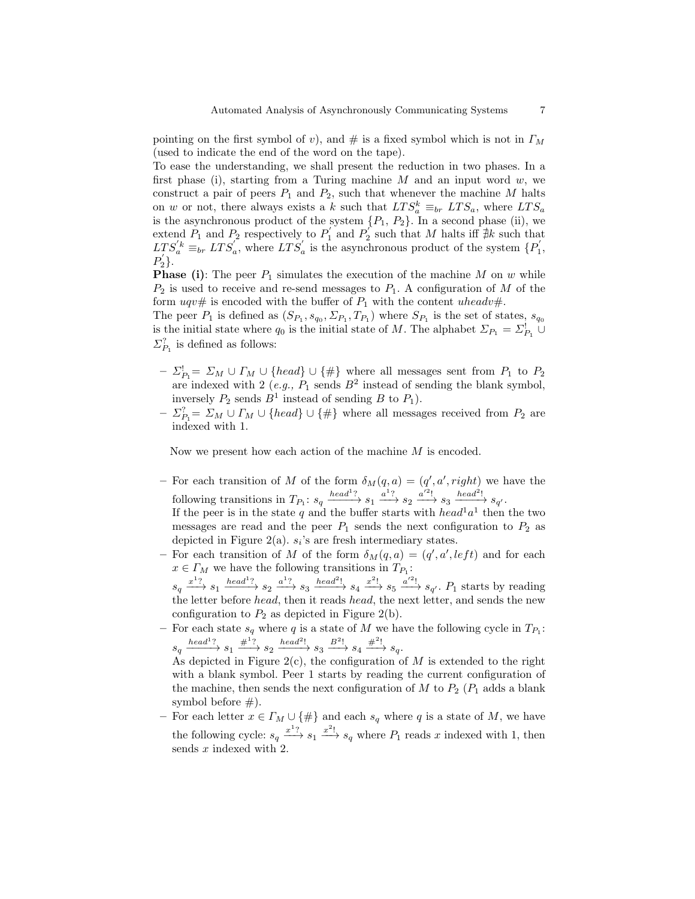pointing on the first symbol of $v$), and $\#$ is a fixed symbol which is not in $\Gamma_M$ (used to indicate the end of the word on the tape).

To ease the understanding, we shall present the reduction in two phases. In a first phase (i), starting from a Turing machine $M$ and an input word $w$, we construct a pair of peers $P_1$ and $P_2$, such that whenever the machine $M$ halts on $w$ or not, there always exists a $k$ such that $LTS_a^k \equiv_{br} LTS_a$, where $LTS_a$ is the asynchronous product of the system $\{P_1, P_2\}$. In a second phase (ii), we extend $P_1$ and $P_2$ respectively to $P_1^{'}$ and $P_2^{'}$ such that $M$ halts iff $\nexists k$ such that $LTS_a^{'k} \equiv_{br} LTS_a^{'}$, where $LTS_a^{'}$ is the asynchronous product of the system $\{P_1^{'}, P_2^{'}\}$.

**Phase (i)**: The peer $P_1$ simulates the execution of the machine $M$ on $w$ while $P_2$ is used to receive and re-send messages to $P_1$. A configuration of $M$ of the form $uqv\#$ is encoded with the buffer of $P_1$ with the content $uheadv\#$.

The peer $P_1$ is defined as $(S_{P_1}, s_{q_0}, \Sigma_{P_1}, T_{P_1})$ where $S_{P_1}$ is the set of states, $s_{q_0}$ is the initial state where $q_0$ is the initial state of $M$. The alphabet $\Sigma_{P_1} = \Sigma_{P_1}^{!} \cup \Sigma_{P_1}^{?}$ is defined as follows:

- $\Sigma_{P_1}^{!} = \Sigma_M \cup \Gamma_M \cup \{head\} \cup \{\#\}$ where all messages sent from $P_1$ to $P_2$ are indexed with 2 (*e.g.,* $P_1$ sends $B^2$ instead of sending the blank symbol, inversely $P_2$ sends $B^1$ instead of sending $B$ to $P_1$).
- $\Sigma_{P_1}^{?} = \Sigma_M \cup \Gamma_M \cup \{head\} \cup \{\#\}$ where all messages received from $P_2$ are indexed with 1.

Now we present how each action of the machine $M$ is encoded.

- For each transition of $M$ of the form $\delta_M(q, a) = (q', a', right)$ we have the following transitions in $T_{P_1}$: $s_q \xrightarrow{head^1?} s_1 \xrightarrow{a^1?} s_2 \xrightarrow{a'^2!} s_3 \xrightarrow{head^2!} s_{q'}$.
If the peer is in the state $q$ and the buffer starts with $head^1a^1$ then the two messages are read and the peer $P_1$ sends the next configuration to $P_2$ as depicted in Figure 2(a). $s_i$'s are fresh intermediary states.
- For each transition of $M$ of the form $\delta_M(q, a) = (q', a', left)$ and for each $x \in \Gamma_M$ we have the following transitions in $T_{P_1}$:
$s_q \xrightarrow{x^1?} s_1 \xrightarrow{head^1?} s_2 \xrightarrow{a^1?} s_3 \xrightarrow{head^2!} s_4 \xrightarrow{x^2!} s_5 \xrightarrow{a'^2!} s_{q'}$. $P_1$ starts by reading the letter before $head$, then it reads $head$, the next letter, and sends the new configuration to $P_2$ as depicted in Figure 2(b).
- For each state $s_q$ where $q$ is a state of $M$ we have the following cycle in $T_{P_1}$: $s_q \xrightarrow{head^1?} s_1 \xrightarrow{\#^1?} s_2 \xrightarrow{head^2!} s_3 \xrightarrow{B^2!} s_4 \xrightarrow{\#^2!} s_q$.
As depicted in Figure 2(c), the configuration of $M$ is extended to the right with a blank symbol. Peer 1 starts by reading the current configuration of the machine, then sends the next configuration of $M$ to $P_2$ ($P_1$ adds a blank symbol before $\#$).
- For each letter $x \in \Gamma_M \cup \{\#\}$ and each $s_q$ where $q$ is a state of $M$, we have the following cycle: $s_q \xrightarrow{x^1?} s_1 \xrightarrow{x^2!} s_q$ where $P_1$ reads $x$ indexed with 1, then sends $x$ indexed with 2.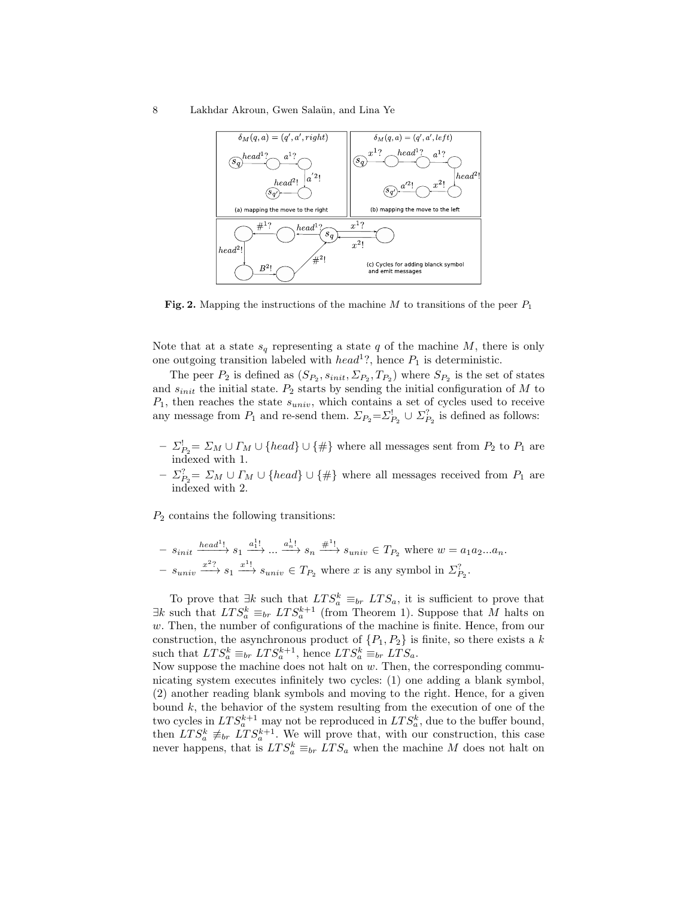(a) mapping the move to the right

$\delta_M(q,a) = (q', a', right)$

$s_q$ $head^1?$ $a^1?$ $a'^2!$ $head^2!$ $s_{q'}$

(b) mapping the move to the left

$\delta_M(q,a) = (q', a', left)$

$s_q$ $x^1?$ $head^1?$ $a^1?$ $head^2!$ $x^2!$ $a'^2!$ $s_{q'}$

(c) Cycles for adding blanck symbol and emit messages

$\#^1?$ $head^1?$ $s_q$ $x^1?$ $x^2!$ $head^2!$ $B^2!$ $\#^2!$

**Fig. 2.** Mapping the instructions of the machine $M$ to transitions of the peer $P_1$

Note that at a state $s_q$ representing a state $q$ of the machine $M$, there is only one outgoing transition labeled with $head^1?$, hence $P_1$ is deterministic.

The peer $P_2$ is defined as $(S_{P_2}, s_{init}, \Sigma_{P_2}, T_{P_2})$ where $S_{P_2}$ is the set of states and $s_{init}$ the initial state. $P_2$ starts by sending the initial configuration of $M$ to $P_1$, then reaches the state $s_{univ}$, which contains a set of cycles used to receive any message from $P_1$ and re-send them. $\Sigma_{P_2}=\Sigma^!_{P_2} \cup \Sigma^?_{P_2}$ is defined as follows:

- $\Sigma^!_{P_2}= \Sigma_M \cup \Gamma_M \cup \{head\} \cup \{\#\}$ where all messages sent from $P_2$ to $P_1$ are indexed with 1.
- $\Sigma^?_{P_2}= \Sigma_M \cup \Gamma_M \cup \{head\} \cup \{\#\}$ where all messages received from $P_1$ are indexed with 2.

$P_2$ contains the following transitions:

- $s_{init} \xrightarrow{head^1!} s_1 \xrightarrow{a_1^1!} ... \xrightarrow{a_n^1!} s_n \xrightarrow{\#^1!} s_{univ} \in T_{P_2}$ where $w = a_1 a_2 ... a_n$.
- $s_{univ} \xrightarrow{x^2?} s_1 \xrightarrow{x^1!} s_{univ} \in T_{P_2}$ where $x$ is any symbol in $\Sigma^?_{P_2}$.

To prove that $\exists k$ such that $LTS^k_a \equiv_{br} LTS_a$, it is sufficient to prove that $\exists k$ such that $LTS^k_a \equiv_{br} LTS^{k+1}_a$ (from Theorem 1). Suppose that $M$ halts on $w$. Then, the number of configurations of the machine is finite. Hence, from our construction, the asynchronous product of $\{P_1, P_2\}$ is finite, so there exists a $k$ such that $LTS^k_a \equiv_{br} LTS^{k+1}_a$, hence $LTS^k_a \equiv_{br} LTS_a$.
Now suppose the machine does not halt on $w$. Then, the corresponding communicating system executes infinitely two cycles: (1) one adding a blank symbol, (2) another reading blank symbols and moving to the right. Hence, for a given bound $k$, the behavior of the system resulting from the execution of one of the two cycles in $LTS^{k+1}_a$ may not be reproduced in $LTS^k_a$, due to the buffer bound, then $LTS^k_a \not\equiv_{br} LTS^{k+1}_a$. We will prove that, with our construction, this case never happens, that is $LTS^k_a \equiv_{br} LTS_a$ when the machine $M$ does not halt on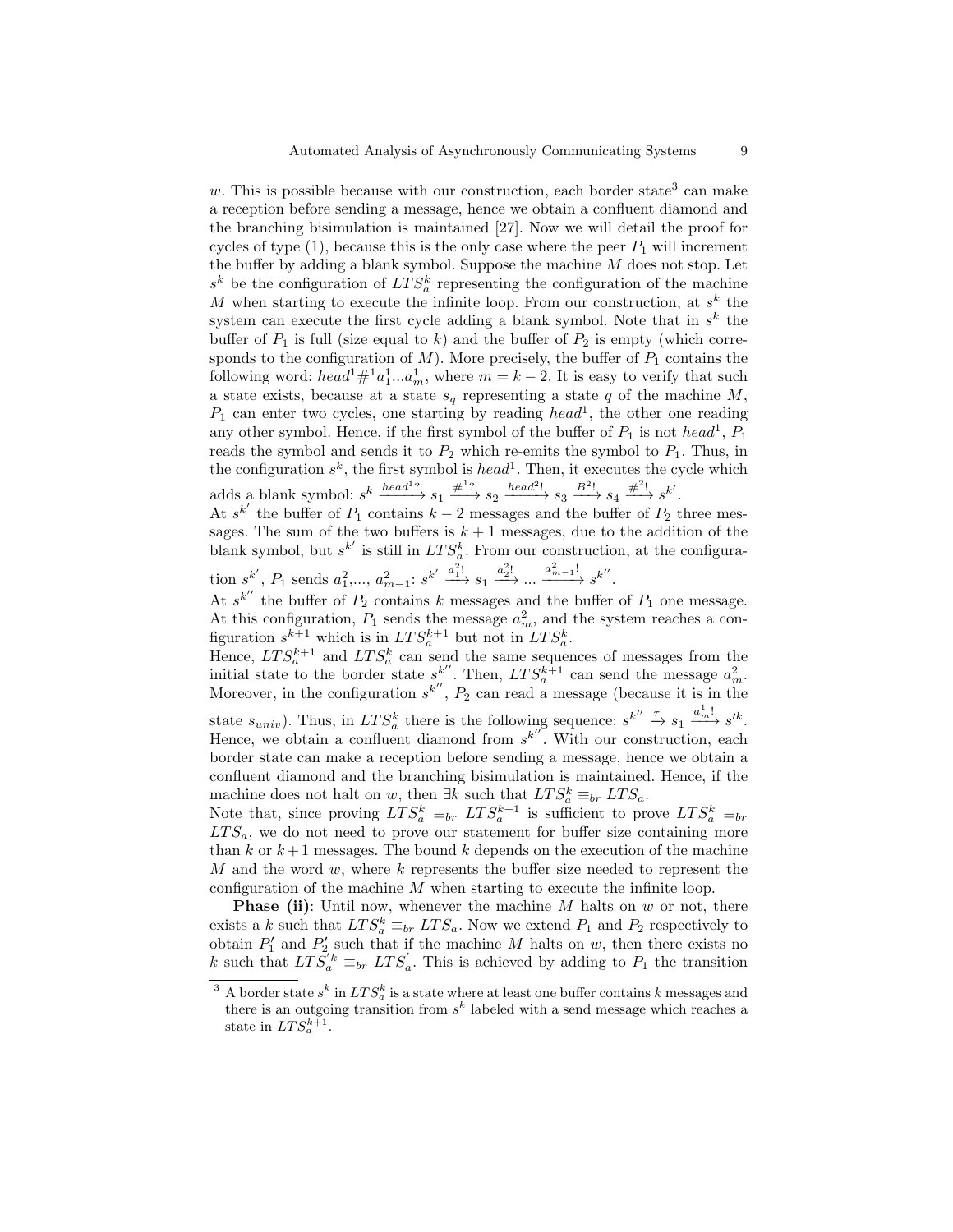$w$. This is possible because with our construction, each border state[3] can make a reception before sending a message, hence we obtain a confluent diamond and the branching bisimulation is maintained [27]. Now we will detail the proof for cycles of type (1), because this is the only case where the peer $P_1$ will increment the buffer by adding a blank symbol. Suppose the machine $M$ does not stop. Let $s^k$ be the configuration of $LTS_a^k$ representing the configuration of the machine $M$ when starting to execute the infinite loop. From our construction, at $s^k$ the system can execute the first cycle adding a blank symbol. Note that in $s^k$ the buffer of $P_1$ is full (size equal to $k$) and the buffer of $P_2$ is empty (which corresponds to the configuration of $M$). More precisely, the buffer of $P_1$ contains the following word: $head^1 \#^1 a_1^1 ... a_m^1$, where $m = k - 2$. It is easy to verify that such a state exists, because at a state $s_q$ representing a state $q$ of the machine $M$, $P_1$ can enter two cycles, one starting by reading $head^1$, the other one reading any other symbol. Hence, if the first symbol of the buffer of $P_1$ is not $head^1$, $P_1$ reads the symbol and sends it to $P_2$ which re-emits the symbol to $P_1$. Thus, in the configuration $s^k$, the first symbol is $head^1$. Then, it executes the cycle which adds a blank symbol: $s^k \xrightarrow{head^1?} s_1 \xrightarrow{\#^1?} s_2 \xrightarrow{head^2!} s_3 \xrightarrow{B^2!} s_4 \xrightarrow{\#^2!} s^{k'}$.

At $s^{k'}$ the buffer of $P_1$ contains $k-2$ messages and the buffer of $P_2$ three messages. The sum of the two buffers is $k+1$ messages, due to the addition of the blank symbol, but $s^{k'}$ is still in $LTS_a^k$. From our construction, at the configuration $s^{k'}$, $P_1$ sends $a_1^2, ..., a_{m-1}^2$: $s^{k'} \xrightarrow{a_1^2!} s_1 \xrightarrow{a_2^2!} ... \xrightarrow{a_{m-1}^2!} s^{k''}$.

At $s^{k''}$ the buffer of $P_2$ contains $k$ messages and the buffer of $P_1$ one message. At this configuration, $P_1$ sends the message $a_m^2$, and the system reaches a configuration $s^{k+1}$ which is in $LTS_a^{k+1}$ but not in $LTS_a^k$.

Hence, $LTS_a^{k+1}$ and $LTS_a^k$ can send the same sequences of messages from the initial state to the border state $s^{k''}$. Then, $LTS_a^{k+1}$ can send the message $a_m^2$. Moreover, in the configuration $s^{k''}$, $P_2$ can read a message (because it is in the state $s_{univ}$). Thus, in $LTS_a^k$ there is the following sequence: $s^{k''} \xrightarrow{\tau} s_1 \xrightarrow{a_m^1!} s'^k$. Hence, we obtain a confluent diamond from $s^{k''}$. With our construction, each border state can make a reception before sending a message, hence we obtain a confluent diamond and the branching bisimulation is maintained. Hence, if the machine does not halt on $w$, then $\exists k$ such that $LTS_a^k \equiv_{br} LTS_a$.

Note that, since proving $LTS_a^k \equiv_{br} LTS_a^{k+1}$ is sufficient to prove $LTS_a^k \equiv_{br} LTS_a$, we do not need to prove our statement for buffer size containing more than $k$ or $k+1$ messages. The bound $k$ depends on the execution of the machine $M$ and the word $w$, where $k$ represents the buffer size needed to represent the configuration of the machine $M$ when starting to execute the infinite loop.

**Phase (ii)**: Until now, whenever the machine $M$ halts on $w$ or not, there exists a $k$ such that $LTS_a^k \equiv_{br} LTS_a$. Now we extend $P_1$ and $P_2$ respectively to obtain $P_1'$ and $P_2'$ such that if the machine $M$ halts on $w$, then there exists no $k$ such that $LTS_a^{'k} \equiv_{br} LTS_a^{'}$. This is achieved by adding to $P_1$ the transition

[3] A border state $s^k$ in $LTS_a^k$ is a state where at least one buffer contains $k$ messages and there is an outgoing transition from $s^k$ labeled with a send message which reaches a state in $LTS_a^{k+1}$.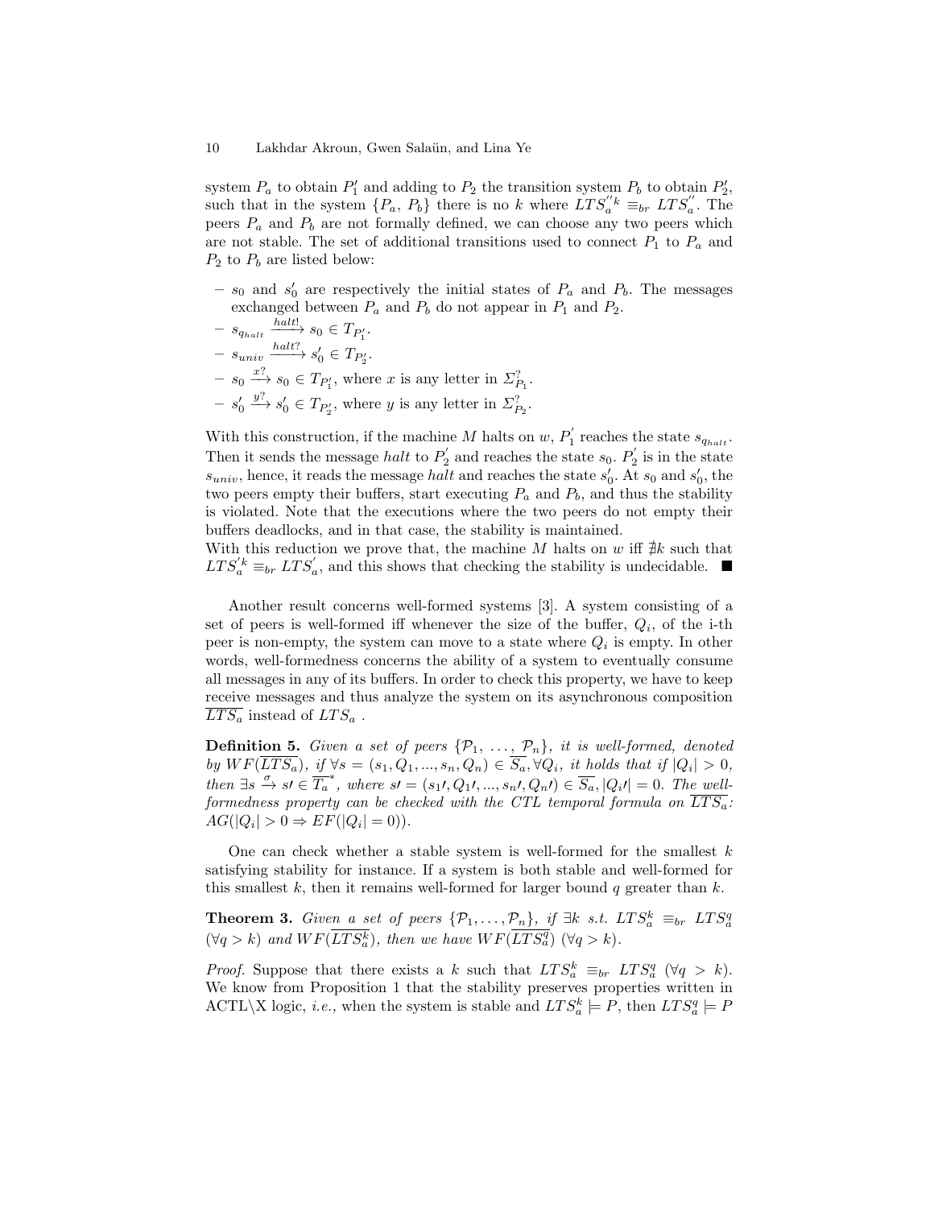system $P_a$ to obtain $P_1'$ and adding to $P_2$ the transition system $P_b$ to obtain $P_2'$, such that in the system $\{P_a, P_b\}$ there is no $k$ where $LTS_a^{''k} \equiv_{br} LTS_a^{''}$. The peers $P_a$ and $P_b$ are not formally defined, we can choose any two peers which are not stable. The set of additional transitions used to connect $P_1$ to $P_a$ and $P_2$ to $P_b$ are listed below:

- $s_0$ and $s_0'$ are respectively the initial states of $P_a$ and $P_b$. The messages exchanged between $P_a$ and $P_b$ do not appear in $P_1$ and $P_2$.
- $s_{q_{halt}} \xrightarrow{halt!} s_0 \in T_{P_1'}$.
- $s_{univ} \xrightarrow{halt?} s_0' \in T_{P_2'}$.
- $s_0 \xrightarrow{x?} s_0 \in T_{P_1'}$, where $x$ is any letter in $\Sigma^?_{P_1}$.
- $s_0' \xrightarrow{y?} s_0' \in T_{P_2'}$, where $y$ is any letter in $\Sigma^?_{P_2}$.

With this construction, if the machine $M$ halts on $w$, $P_1'$ reaches the state $s_{q_{halt}}$. Then it sends the message *halt* to $P_2'$ and reaches the state $s_0$. $P_2'$ is in the state $s_{univ}$, hence, it reads the message *halt* and reaches the state $s_0'$. At $s_0$ and $s_0'$, the two peers empty their buffers, start executing $P_a$ and $P_b$, and thus the stability is violated. Note that the executions where the two peers do not empty their buffers deadlocks, and in that case, the stability is maintained.
With this reduction we prove that, the machine $M$ halts on $w$ iff $\nexists k$ such that $LTS_a^{'k} \equiv_{br} LTS_a^{'}$, and this shows that checking the stability is undecidable. ■

Another result concerns well-formed systems [3]. A system consisting of a set of peers is well-formed iff whenever the size of the buffer, $Q_i$, of the i-th peer is non-empty, the system can move to a state where $Q_i$ is empty. In other words, well-formedness concerns the ability of a system to eventually consume all messages in any of its buffers. In order to check this property, we have to keep receive messages and thus analyze the system on its asynchronous composition $\overline{LTS_a}$ instead of $LTS_a$ .

**Definition 5.** *Given a set of peers $\{\mathcal{P}_1, \ldots, \mathcal{P}_n\}$, it is well-formed, denoted by $WF(\overline{LTS_a})$, if $\forall s = (s_1, Q_1, ..., s_n, Q_n) \in \overline{S_a}, \forall Q_i$, it holds that if $|Q_i| > 0$, then $\exists s \xrightarrow{\sigma} s\prime \in \overline{T_a}^*$, where $s\prime = (s_1\prime, Q_1\prime, ..., s_n\prime, Q_n\prime) \in \overline{S_a}, |Q_i\prime| = 0$. The well-formedness property can be checked with the CTL temporal formula on $\overline{LTS_a}$: $AG(|Q_i| > 0 \Rightarrow EF(|Q_i| = 0))$.*

One can check whether a stable system is well-formed for the smallest $k$ satisfying stability for instance. If a system is both stable and well-formed for this smallest $k$, then it remains well-formed for larger bound $q$ greater than $k$.

**Theorem 3.** *Given a set of peers $\{\mathcal{P}_1, \ldots, \mathcal{P}_n\}$, if $\exists k$ s.t. $LTS_a^k \equiv_{br} LTS_a^q$ $(\forall q > k)$ and $WF(\overline{LTS_a^k})$, then we have $WF(\overline{LTS_a^q})$ $(\forall q > k)$.*

*Proof.* Suppose that there exists a $k$ such that $LTS_a^k \equiv_{br} LTS_a^q$ $(\forall q > k)$. We know from Proposition 1 that the stability preserves properties written in ACTL\X logic, *i.e.,* when the system is stable and $LTS_a^k \models P$, then $LTS_a^q \models P$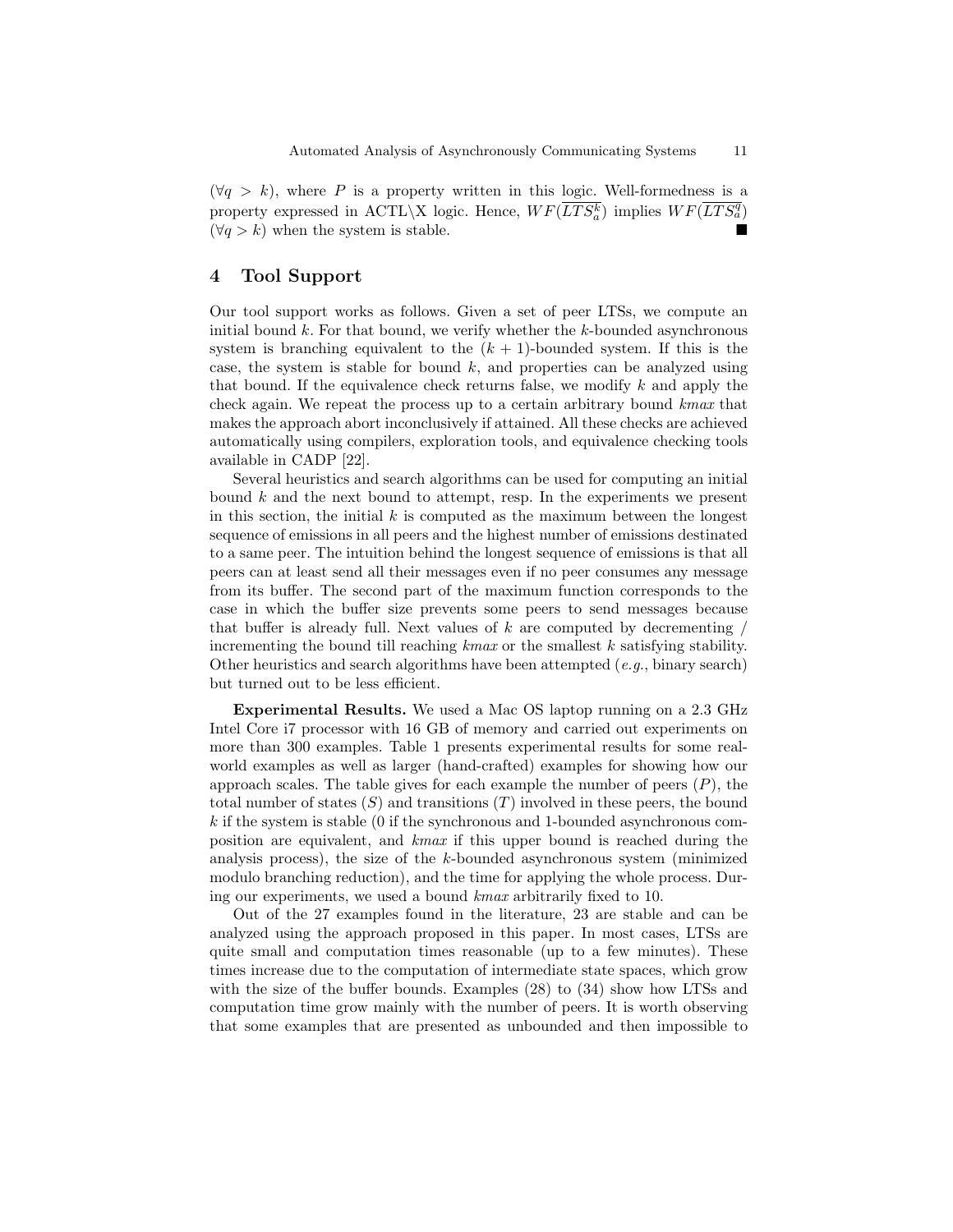$(\forall q > k)$, where $P$ is a property written in this logic. Well-formedness is a property expressed in ACTL\X logic. Hence, $WF(\overline{LTS_a^k})$ implies $WF(\overline{LTS_a^q})$ $(\forall q > k)$ when the system is stable. ■

## 4 Tool Support

Our tool support works as follows. Given a set of peer LTSs, we compute an initial bound $k$. For that bound, we verify whether the $k$-bounded asynchronous system is branching equivalent to the $(k+1)$-bounded system. If this is the case, the system is stable for bound $k$, and properties can be analyzed using that bound. If the equivalence check returns false, we modify $k$ and apply the check again. We repeat the process up to a certain arbitrary bound *kmax* that makes the approach abort inconclusively if attained. All these checks are achieved automatically using compilers, exploration tools, and equivalence checking tools available in CADP [22].

Several heuristics and search algorithms can be used for computing an initial bound $k$ and the next bound to attempt, resp. In the experiments we present in this section, the initial $k$ is computed as the maximum between the longest sequence of emissions in all peers and the highest number of emissions destinated to a same peer. The intuition behind the longest sequence of emissions is that all peers can at least send all their messages even if no peer consumes any message from its buffer. The second part of the maximum function corresponds to the case in which the buffer size prevents some peers to send messages because that buffer is already full. Next values of $k$ are computed by decrementing / incrementing the bound till reaching *kmax* or the smallest $k$ satisfying stability. Other heuristics and search algorithms have been attempted (*e.g.*, binary search) but turned out to be less efficient.

**Experimental Results.** We used a Mac OS laptop running on a 2.3 GHz Intel Core i7 processor with 16 GB of memory and carried out experiments on more than 300 examples. Table 1 presents experimental results for some real-world examples as well as larger (hand-crafted) examples for showing how our approach scales. The table gives for each example the number of peers ($P$), the total number of states ($S$) and transitions ($T$) involved in these peers, the bound $k$ if the system is stable (0 if the synchronous and 1-bounded asynchronous composition are equivalent, and *kmax* if this upper bound is reached during the analysis process), the size of the $k$-bounded asynchronous system (minimized modulo branching reduction), and the time for applying the whole process. During our experiments, we used a bound *kmax* arbitrarily fixed to 10.

Out of the 27 examples found in the literature, 23 are stable and can be analyzed using the approach proposed in this paper. In most cases, LTSs are quite small and computation times reasonable (up to a few minutes). These times increase due to the computation of intermediate state spaces, which grow with the size of the buffer bounds. Examples (28) to (34) show how LTSs and computation time grow mainly with the number of peers. It is worth observing that some examples that are presented as unbounded and then impossible to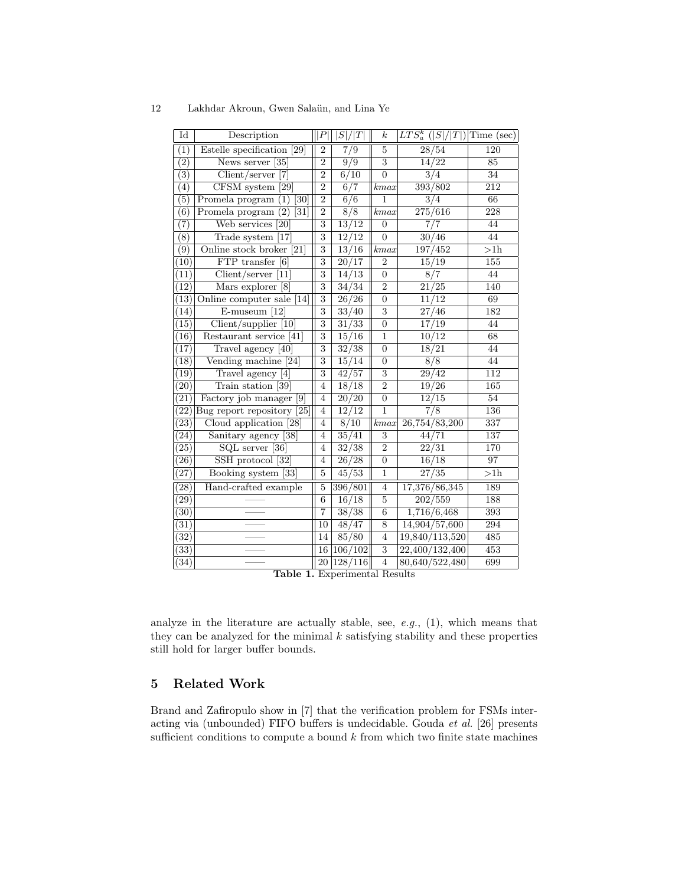| Id | Description | $\|P\|$ | $\|S\|/\|T\|$ | $k$ | $LTS_a^k$ ($\|S\|/\|T\|$) | Time (sec) |
|---|---|---|---|---|---|---|
| (1) | Estelle specification [29] | 2 | 7/9 | 5 | 28/54 | 120 |
| (2) | News server [35] | 2 | 9/9 | 3 | 14/22 | 85 |
| (3) | Client/server [7] | 2 | 6/10 | 0 | 3/4 | 34 |
| (4) | CFSM system [29] | 2 | 6/7 | $kmax$ | 393/802 | 212 |
| (5) | Promela program (1) [30] | 2 | 6/6 | 1 | 3/4 | 66 |
| (6) | Promela program (2) [31] | 2 | 8/8 | $kmax$ | 275/616 | 228 |
| (7) | Web services [20] | 3 | 13/12 | 0 | 7/7 | 44 |
| (8) | Trade system [17] | 3 | 12/12 | 0 | 30/46 | 44 |
| (9) | Online stock broker [21] | 3 | 13/16 | $kmax$ | 197/452 | >1h |
| (10) | FTP transfer [6] | 3 | 20/17 | 2 | 15/19 | 155 |
| (11) | Client/server [11] | 3 | 14/13 | 0 | 8/7 | 44 |
| (12) | Mars explorer [8] | 3 | 34/34 | 2 | 21/25 | 140 |
| (13) | Online computer sale [14] | 3 | 26/26 | 0 | 11/12 | 69 |
| (14) | E-museum [12] | 3 | 33/40 | 3 | 27/46 | 182 |
| (15) | Client/supplier [10] | 3 | 31/33 | 0 | 17/19 | 44 |
| (16) | Restaurant service [41] | 3 | 15/16 | 1 | 10/12 | 68 |
| (17) | Travel agency [40] | 3 | 32/38 | 0 | 18/21 | 44 |
| (18) | Vending machine [24] | 3 | 15/14 | 0 | 8/8 | 44 |
| (19) | Travel agency [4] | 3 | 42/57 | 3 | 29/42 | 112 |
| (20) | Train station [39] | 4 | 18/18 | 2 | 19/26 | 165 |
| (21) | Factory job manager [9] | 4 | 20/20 | 0 | 12/15 | 54 |
| (22) | Bug report repository [25] | 4 | 12/12 | 1 | 7/8 | 136 |
| (23) | Cloud application [28] | 4 | 8/10 | $kmax$ | 26,754/83,200 | 337 |
| (24) | Sanitary agency [38] | 4 | 35/41 | 3 | 44/71 | 137 |
| (25) | SQL server [36] | 4 | 32/38 | 2 | 22/31 | 170 |
| (26) | SSH protocol [32] | 4 | 26/28 | 0 | 16/18 | 97 |
| (27) | Booking system [33] | 5 | 45/53 | 1 | 27/35 | >1h |
| (28) | Hand-crafted example | 5 | 396/801 | 4 | 17,376/86,345 | 189 |
| (29) | —— | 6 | 16/18 | 5 | 202/559 | 188 |
| (30) | —— | 7 | 38/38 | 6 | 1,716/6,468 | 393 |
| (31) | —— | 10 | 48/47 | 8 | 14,904/57,600 | 294 |
| (32) | —— | 14 | 85/80 | 4 | 19,840/113,520 | 485 |
| (33) | —— | 16 | 106/102 | 3 | 22,400/132,400 | 453 |
| (34) | —— | 20 | 128/116 | 4 | 80,640/522,480 | 699 |

**Table 1.** Experimental Results

analyze in the literature are actually stable, see, *e.g.*, (1), which means that they can be analyzed for the minimal $k$ satisfying stability and these properties still hold for larger buffer bounds.

## 5 Related Work

Brand and Zafiropulo show in [7] that the verification problem for FSMs interacting via (unbounded) FIFO buffers is undecidable. Gouda *et al.* [26] presents sufficient conditions to compute a bound $k$ from which two finite state machines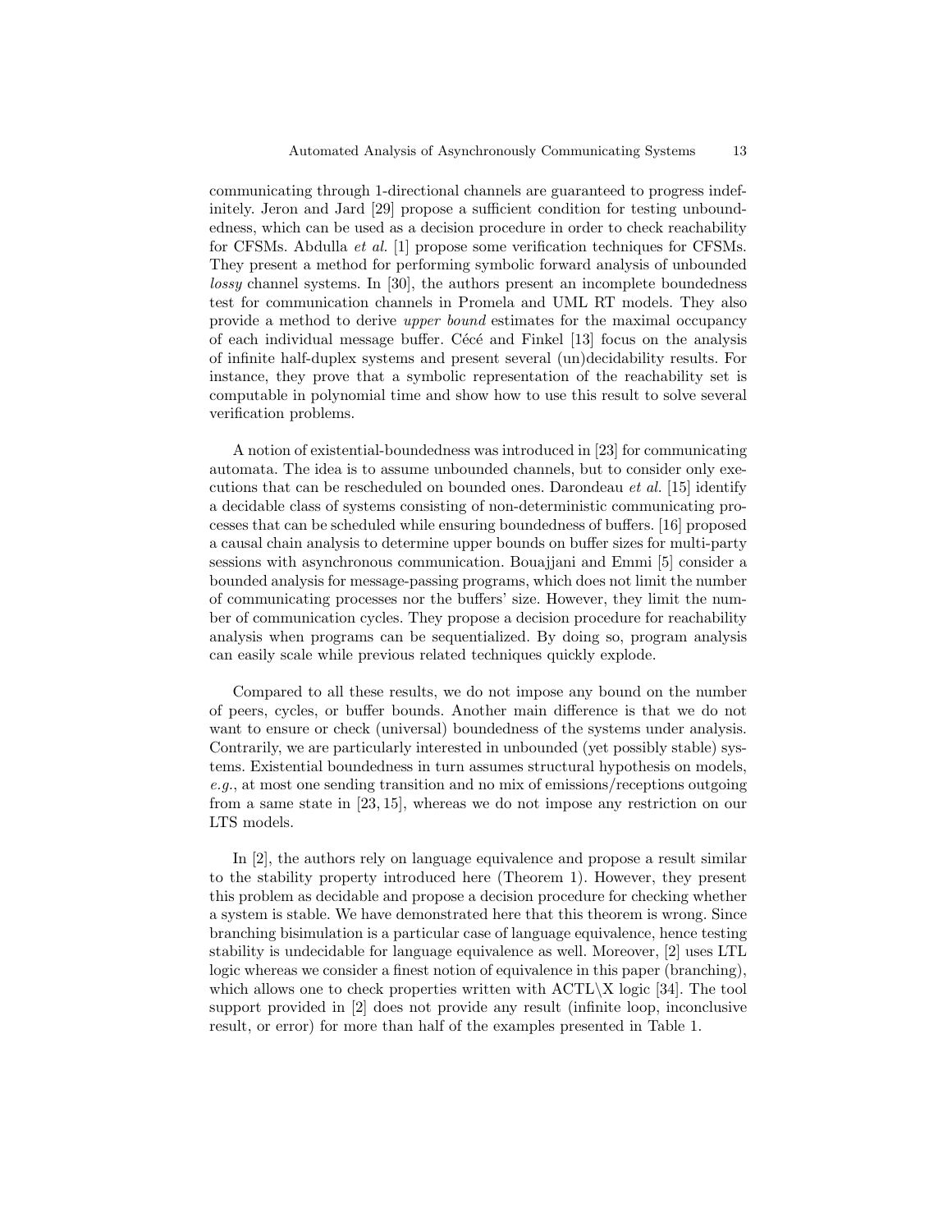communicating through 1-directional channels are guaranteed to progress indefinitely. Jeron and Jard [29] propose a sufficient condition for testing unboundedness, which can be used as a decision procedure in order to check reachability for CFSMs. Abdulla *et al.* [1] propose some verification techniques for CFSMs. They present a method for performing symbolic forward analysis of unbounded *lossy* channel systems. In [30], the authors present an incomplete boundedness test for communication channels in Promela and UML RT models. They also provide a method to derive *upper bound* estimates for the maximal occupancy of each individual message buffer. Cécé and Finkel [13] focus on the analysis of infinite half-duplex systems and present several (un)decidability results. For instance, they prove that a symbolic representation of the reachability set is computable in polynomial time and show how to use this result to solve several verification problems.

A notion of existential-boundedness was introduced in [23] for communicating automata. The idea is to assume unbounded channels, but to consider only executions that can be rescheduled on bounded ones. Darondeau *et al.* [15] identify a decidable class of systems consisting of non-deterministic communicating processes that can be scheduled while ensuring boundedness of buffers. [16] proposed a causal chain analysis to determine upper bounds on buffer sizes for multi-party sessions with asynchronous communication. Bouajjani and Emmi [5] consider a bounded analysis for message-passing programs, which does not limit the number of communicating processes nor the buffers' size. However, they limit the number of communication cycles. They propose a decision procedure for reachability analysis when programs can be sequentialized. By doing so, program analysis can easily scale while previous related techniques quickly explode.

Compared to all these results, we do not impose any bound on the number of peers, cycles, or buffer bounds. Another main difference is that we do not want to ensure or check (universal) boundedness of the systems under analysis. Contrarily, we are particularly interested in unbounded (yet possibly stable) systems. Existential boundedness in turn assumes structural hypothesis on models, *e.g.*, at most one sending transition and no mix of emissions/receptions outgoing from a same state in [23, 15], whereas we do not impose any restriction on our LTS models.

In [2], the authors rely on language equivalence and propose a result similar to the stability property introduced here (Theorem 1). However, they present this problem as decidable and propose a decision procedure for checking whether a system is stable. We have demonstrated here that this theorem is wrong. Since branching bisimulation is a particular case of language equivalence, hence testing stability is undecidable for language equivalence as well. Moreover, [2] uses LTL logic whereas we consider a finest notion of equivalence in this paper (branching), which allows one to check properties written with ACTL\X logic [34]. The tool support provided in [2] does not provide any result (infinite loop, inconclusive result, or error) for more than half of the examples presented in Table 1.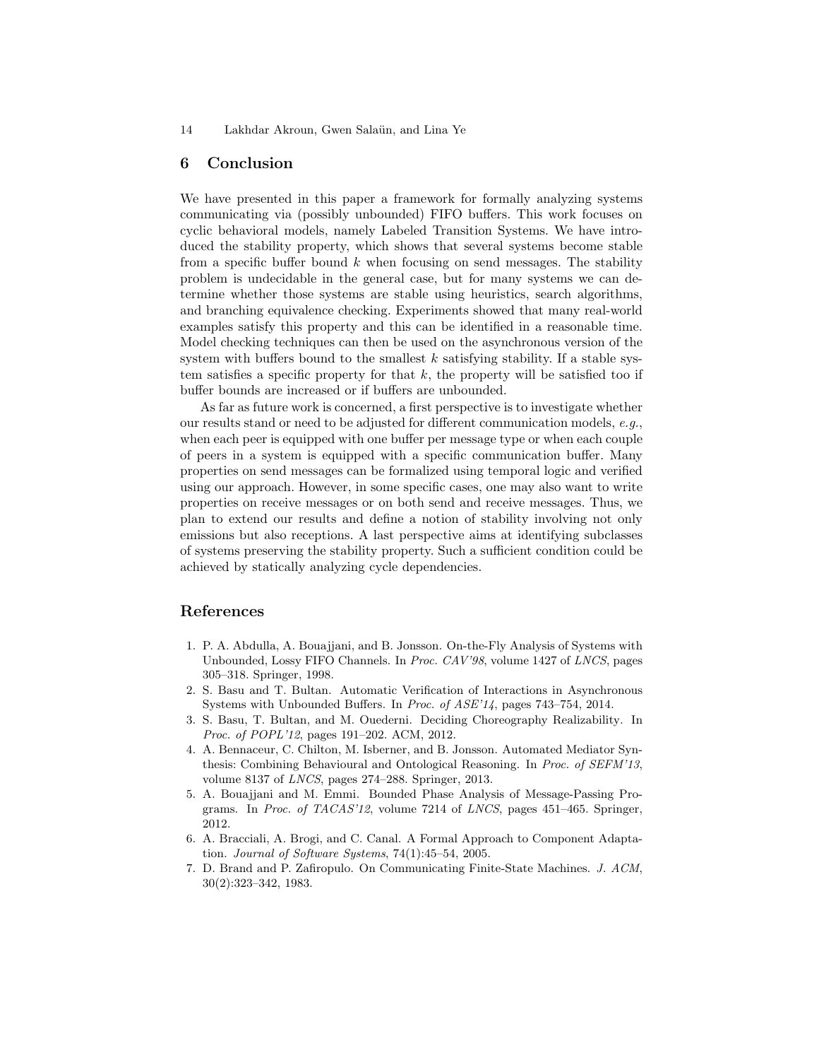## 6 Conclusion

We have presented in this paper a framework for formally analyzing systems communicating via (possibly unbounded) FIFO buffers. This work focuses on cyclic behavioral models, namely Labeled Transition Systems. We have introduced the stability property, which shows that several systems become stable from a specific buffer bound $k$ when focusing on send messages. The stability problem is undecidable in the general case, but for many systems we can determine whether those systems are stable using heuristics, search algorithms, and branching equivalence checking. Experiments showed that many real-world examples satisfy this property and this can be identified in a reasonable time. Model checking techniques can then be used on the asynchronous version of the system with buffers bound to the smallest $k$ satisfying stability. If a stable system satisfies a specific property for that $k$, the property will be satisfied too if buffer bounds are increased or if buffers are unbounded.

As far as future work is concerned, a first perspective is to investigate whether our results stand or need to be adjusted for different communication models, *e.g.*, when each peer is equipped with one buffer per message type or when each couple of peers in a system is equipped with a specific communication buffer. Many properties on send messages can be formalized using temporal logic and verified using our approach. However, in some specific cases, one may also want to write properties on receive messages or on both send and receive messages. Thus, we plan to extend our results and define a notion of stability involving not only emissions but also receptions. A last perspective aims at identifying subclasses of systems preserving the stability property. Such a sufficient condition could be achieved by statically analyzing cycle dependencies.

## References

1. P. A. Abdulla, A. Bouajjani, and B. Jonsson. On-the-Fly Analysis of Systems with Unbounded, Lossy FIFO Channels. In *Proc. CAV'98*, volume 1427 of *LNCS*, pages 305–318. Springer, 1998.
2. S. Basu and T. Bultan. Automatic Verification of Interactions in Asynchronous Systems with Unbounded Buffers. In *Proc. of ASE'14*, pages 743–754, 2014.
3. S. Basu, T. Bultan, and M. Ouederni. Deciding Choreography Realizability. In *Proc. of POPL'12*, pages 191–202. ACM, 2012.
4. A. Bennaceur, C. Chilton, M. Isberner, and B. Jonsson. Automated Mediator Synthesis: Combining Behavioural and Ontological Reasoning. In *Proc. of SEFM'13*, volume 8137 of *LNCS*, pages 274–288. Springer, 2013.
5. A. Bouajjani and M. Emmi. Bounded Phase Analysis of Message-Passing Programs. In *Proc. of TACAS'12*, volume 7214 of *LNCS*, pages 451–465. Springer, 2012.
6. A. Bracciali, A. Brogi, and C. Canal. A Formal Approach to Component Adaptation. *Journal of Software Systems*, 74(1):45–54, 2005.
7. D. Brand and P. Zafiropulo. On Communicating Finite-State Machines. *J. ACM*, 30(2):323–342, 1983.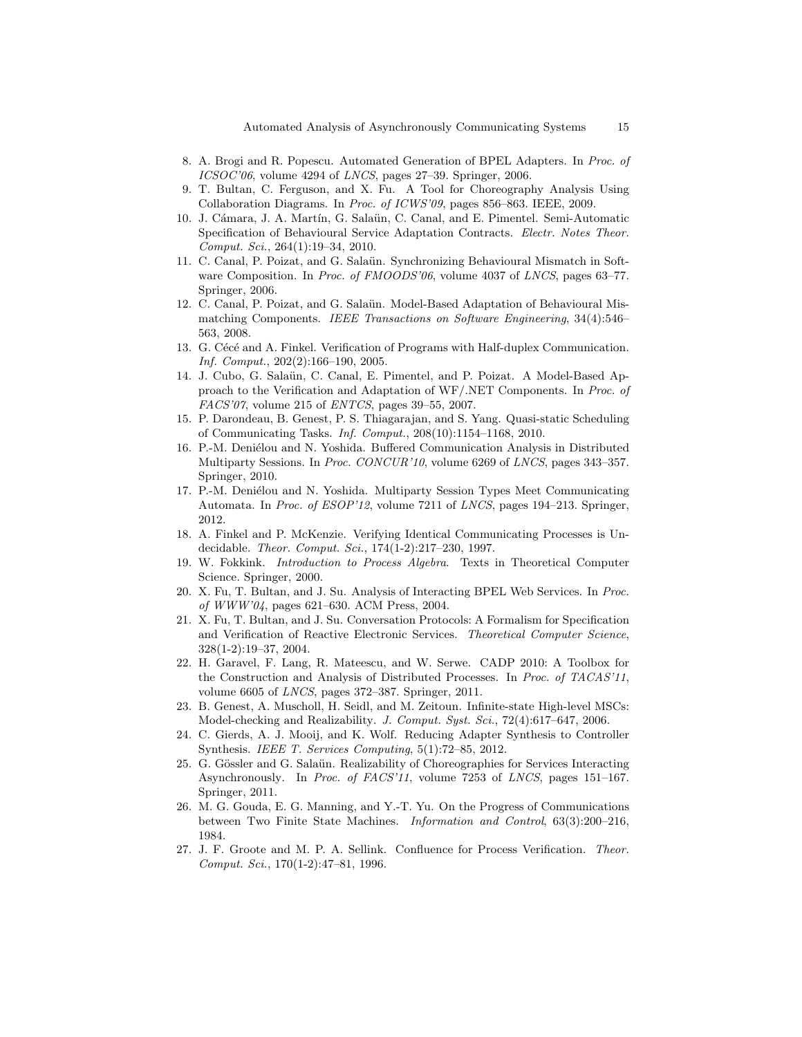8. A. Brogi and R. Popescu. Automated Generation of BPEL Adapters. In *Proc. of ICSOC'06*, volume 4294 of *LNCS*, pages 27–39. Springer, 2006.
9. T. Bultan, C. Ferguson, and X. Fu. A Tool for Choreography Analysis Using Collaboration Diagrams. In *Proc. of ICWS'09*, pages 856–863. IEEE, 2009.
10. J. Cámara, J. A. Martín, G. Salaün, C. Canal, and E. Pimentel. Semi-Automatic Specification of Behavioural Service Adaptation Contracts. *Electr. Notes Theor. Comput. Sci.*, 264(1):19–34, 2010.
11. C. Canal, P. Poizat, and G. Salaün. Synchronizing Behavioural Mismatch in Software Composition. In *Proc. of FMOODS'06*, volume 4037 of *LNCS*, pages 63–77. Springer, 2006.
12. C. Canal, P. Poizat, and G. Salaün. Model-Based Adaptation of Behavioural Mismatching Components. *IEEE Transactions on Software Engineering*, 34(4):546–563, 2008.
13. G. Cécé and A. Finkel. Verification of Programs with Half-duplex Communication. *Inf. Comput.*, 202(2):166–190, 2005.
14. J. Cubo, G. Salaün, C. Canal, E. Pimentel, and P. Poizat. A Model-Based Approach to the Verification and Adaptation of WF/.NET Components. In *Proc. of FACS'07*, volume 215 of *ENTCS*, pages 39–55, 2007.
15. P. Darondeau, B. Genest, P. S. Thiagarajan, and S. Yang. Quasi-static Scheduling of Communicating Tasks. *Inf. Comput.*, 208(10):1154–1168, 2010.
16. P.-M. Deniélou and N. Yoshida. Buffered Communication Analysis in Distributed Multiparty Sessions. In *Proc. CONCUR'10*, volume 6269 of *LNCS*, pages 343–357. Springer, 2010.
17. P.-M. Deniélou and N. Yoshida. Multiparty Session Types Meet Communicating Automata. In *Proc. of ESOP'12*, volume 7211 of *LNCS*, pages 194–213. Springer, 2012.
18. A. Finkel and P. McKenzie. Verifying Identical Communicating Processes is Undecidable. *Theor. Comput. Sci.*, 174(1-2):217–230, 1997.
19. W. Fokkink. *Introduction to Process Algebra*. Texts in Theoretical Computer Science. Springer, 2000.
20. X. Fu, T. Bultan, and J. Su. Analysis of Interacting BPEL Web Services. In *Proc. of WWW'04*, pages 621–630. ACM Press, 2004.
21. X. Fu, T. Bultan, and J. Su. Conversation Protocols: A Formalism for Specification and Verification of Reactive Electronic Services. *Theoretical Computer Science*, 328(1-2):19–37, 2004.
22. H. Garavel, F. Lang, R. Mateescu, and W. Serwe. CADP 2010: A Toolbox for the Construction and Analysis of Distributed Processes. In *Proc. of TACAS'11*, volume 6605 of *LNCS*, pages 372–387. Springer, 2011.
23. B. Genest, A. Muscholl, H. Seidl, and M. Zeitoun. Infinite-state High-level MSCs: Model-checking and Realizability. *J. Comput. Syst. Sci.*, 72(4):617–647, 2006.
24. C. Gierds, A. J. Mooij, and K. Wolf. Reducing Adapter Synthesis to Controller Synthesis. *IEEE T. Services Computing*, 5(1):72–85, 2012.
25. G. Gössler and G. Salaün. Realizability of Choreographies for Services Interacting Asynchronously. In *Proc. of FACS'11*, volume 7253 of *LNCS*, pages 151–167. Springer, 2011.
26. M. G. Gouda, E. G. Manning, and Y.-T. Yu. On the Progress of Communications between Two Finite State Machines. *Information and Control*, 63(3):200–216, 1984.
27. J. F. Groote and M. P. A. Sellink. Confluence for Process Verification. *Theor. Comput. Sci.*, 170(1-2):47–81, 1996.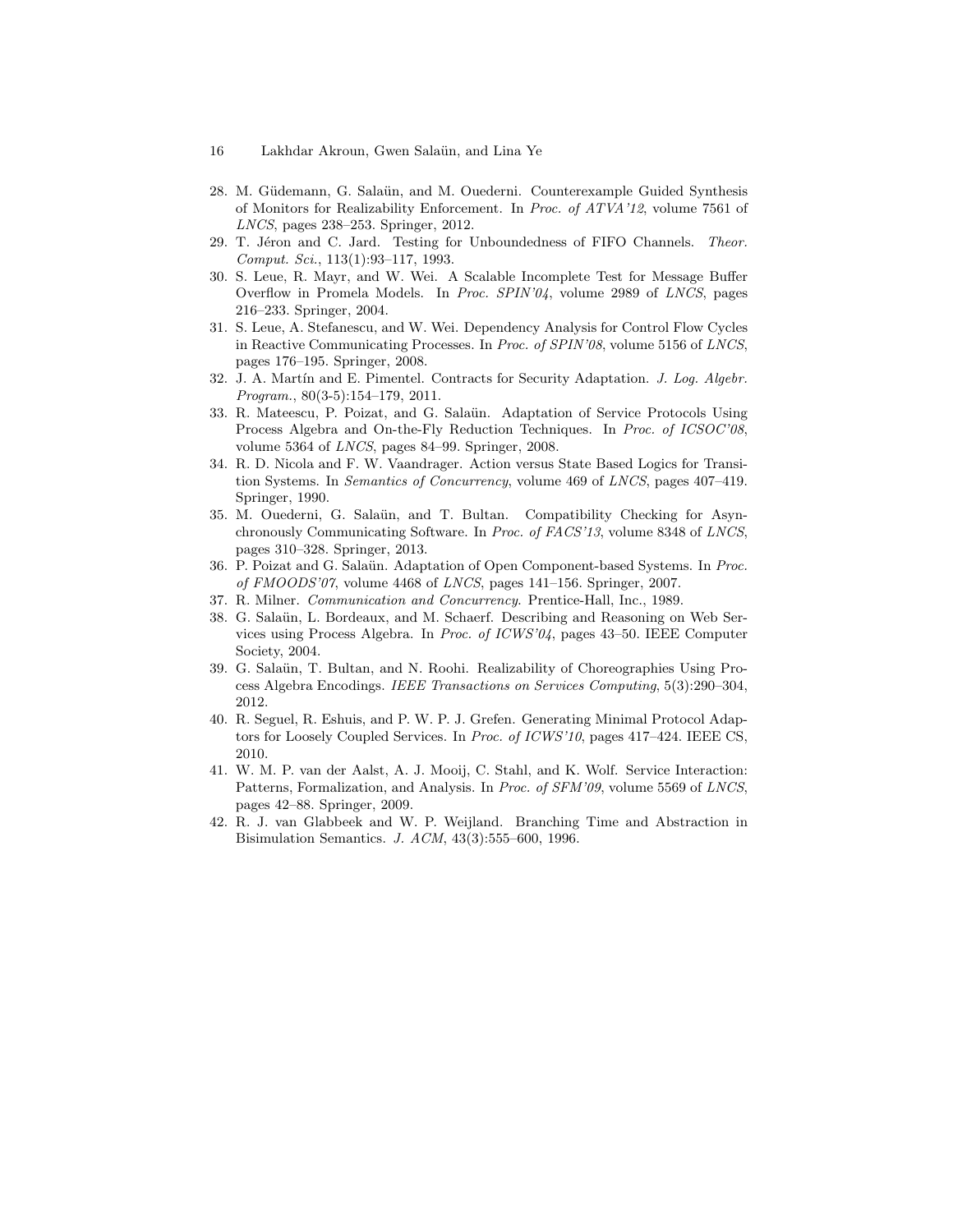28. M. Güdemann, G. Salaün, and M. Ouederni. Counterexample Guided Synthesis of Monitors for Realizability Enforcement. In *Proc. of ATVA'12*, volume 7561 of *LNCS*, pages 238–253. Springer, 2012.
29. T. Jéron and C. Jard. Testing for Unboundedness of FIFO Channels. *Theor. Comput. Sci.*, 113(1):93–117, 1993.
30. S. Leue, R. Mayr, and W. Wei. A Scalable Incomplete Test for Message Buffer Overflow in Promela Models. In *Proc. SPIN'04*, volume 2989 of *LNCS*, pages 216–233. Springer, 2004.
31. S. Leue, A. Stefanescu, and W. Wei. Dependency Analysis for Control Flow Cycles in Reactive Communicating Processes. In *Proc. of SPIN'08*, volume 5156 of *LNCS*, pages 176–195. Springer, 2008.
32. J. A. Martín and E. Pimentel. Contracts for Security Adaptation. *J. Log. Algebr. Program.*, 80(3-5):154–179, 2011.
33. R. Mateescu, P. Poizat, and G. Salaün. Adaptation of Service Protocols Using Process Algebra and On-the-Fly Reduction Techniques. In *Proc. of ICSOC'08*, volume 5364 of *LNCS*, pages 84–99. Springer, 2008.
34. R. D. Nicola and F. W. Vaandrager. Action versus State Based Logics for Transition Systems. In *Semantics of Concurrency*, volume 469 of *LNCS*, pages 407–419. Springer, 1990.
35. M. Ouederni, G. Salaün, and T. Bultan. Compatibility Checking for Asynchronously Communicating Software. In *Proc. of FACS'13*, volume 8348 of *LNCS*, pages 310–328. Springer, 2013.
36. P. Poizat and G. Salaün. Adaptation of Open Component-based Systems. In *Proc. of FMOODS'07*, volume 4468 of *LNCS*, pages 141–156. Springer, 2007.
37. R. Milner. *Communication and Concurrency*. Prentice-Hall, Inc., 1989.
38. G. Salaün, L. Bordeaux, and M. Schaerf. Describing and Reasoning on Web Services using Process Algebra. In *Proc. of ICWS'04*, pages 43–50. IEEE Computer Society, 2004.
39. G. Salaün, T. Bultan, and N. Roohi. Realizability of Choreographies Using Process Algebra Encodings. *IEEE Transactions on Services Computing*, 5(3):290–304, 2012.
40. R. Seguel, R. Eshuis, and P. W. P. J. Grefen. Generating Minimal Protocol Adaptors for Loosely Coupled Services. In *Proc. of ICWS'10*, pages 417–424. IEEE CS, 2010.
41. W. M. P. van der Aalst, A. J. Mooij, C. Stahl, and K. Wolf. Service Interaction: Patterns, Formalization, and Analysis. In *Proc. of SFM'09*, volume 5569 of *LNCS*, pages 42–88. Springer, 2009.
42. R. J. van Glabbeek and W. P. Weijland. Branching Time and Abstraction in Bisimulation Semantics. *J. ACM*, 43(3):555–600, 1996.